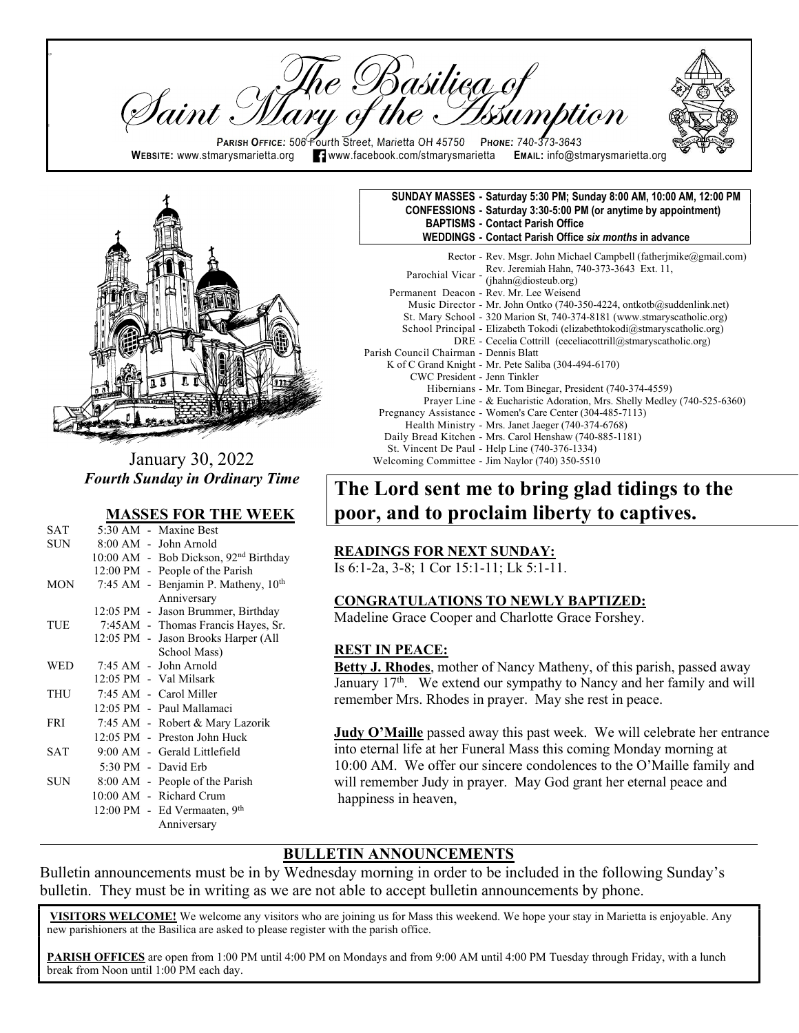# The Basilica of Saint Mary of the Assumption

**PARISH OFFICE:** 506 Fourth Street, Marietta OH 45750 **PHONE:** 740-373-3643
**WEBSITE:** www.stmarysmarietta.org www.facebook.com/stmarysmarietta **EMAIL:** info@stmarysmarietta.org

January 30, 2022
***Fourth Sunday in Ordinary Time***

**SUNDAY MASSES - Saturday 5:30 PM; Sunday 8:00 AM, 10:00 AM, 12:00 PM**
**CONFESSIONS - Saturday 3:30-5:00 PM (or anytime by appointment)**
**BAPTISMS - Contact Parish Office**
**WEDDINGS - Contact Parish Office *six months* in advance**

Rector - Rev. Msgr. John Michael Campbell (fatherjmike@gmail.com)
Parochial Vicar - Rev. Jeremiah Hahn, 740-373-3643 Ext. 11, (jhahn@diosteub.org)
Permanent Deacon - Rev. Mr. Lee Weisend
Music Director - Mr. John Ontko (740-350-4224, ontkotb@suddenlink.net)
St. Mary School - 320 Marion St, 740-374-8181 (www.stmaryscatholic.org)
School Principal - Elizabeth Tokodi (elizabethtokodi@stmaryscatholic.org)
DRE - Cecelia Cottrill (ceceliacottrill@stmaryscatholic.org)
Parish Council Chairman - Dennis Blatt
K of C Grand Knight - Mr. Pete Saliba (304-494-6170)
CWC President - Jenn Tinkler
Hibernians - Mr. Tom Binegar, President (740-374-4559)
Prayer Line - & Eucharistic Adoration, Mrs. Shelly Medley (740-525-6360)
Pregnancy Assistance - Women's Care Center (304-485-7113)
Health Ministry - Mrs. Janet Jaeger (740-374-6768)
Daily Bread Kitchen - Mrs. Carol Henshaw (740-885-1181)
St. Vincent De Paul - Help Line (740-376-1334)
Welcoming Committee - Jim Naylor (740) 350-5510

## MASSES FOR THE WEEK

| | | |
|---|---|---|
| SAT | 5:30 AM | Maxine Best |
| SUN | 8:00 AM | John Arnold |
| | 10:00 AM | Bob Dickson, 92nd Birthday |
| | 12:00 PM | People of the Parish |
| MON | 7:45 AM | Benjamin P. Matheny, 10th Anniversary |
| | 12:05 PM | Jason Brummer, Birthday |
| TUE | 7:45AM | Thomas Francis Hayes, Sr. |
| | 12:05 PM | Jason Brooks Harper (All School Mass) |
| WED | 7:45 AM | John Arnold |
| | 12:05 PM | Val Milsark |
| THU | 7:45 AM | Carol Miller |
| | 12:05 PM | Paul Mallamaci |
| FRI | 7:45 AM | Robert & Mary Lazorik |
| | 12:05 PM | Preston John Huck |
| SAT | 9:00 AM | Gerald Littlefield |
| | 5:30 PM | David Erb |
| SUN | 8:00 AM | People of the Parish |
| | 10:00 AM | Richard Crum |
| | 12:00 PM | Ed Vermaaten, 9th Anniversary |

# The Lord sent me to bring glad tidings to the poor, and to proclaim liberty to captives.

### READINGS FOR NEXT SUNDAY:
Is 6:1-2a, 3-8; 1 Cor 15:1-11; Lk 5:1-11.

### CONGRATULATIONS TO NEWLY BAPTIZED:
Madeline Grace Cooper and Charlotte Grace Forshey.

### REST IN PEACE:
**Betty J. Rhodes**, mother of Nancy Matheny, of this parish, passed away January 17th. We extend our sympathy to Nancy and her family and will remember Mrs. Rhodes in prayer. May she rest in peace.

**Judy O'Maille** passed away this past week. We will celebrate her entrance into eternal life at her Funeral Mass this coming Monday morning at 10:00 AM. We offer our sincere condolences to the O'Maille family and will remember Judy in prayer. May God grant her eternal peace and happiness in heaven,

## BULLETIN ANNOUNCEMENTS

Bulletin announcements must be in by Wednesday morning in order to be included in the following Sunday's bulletin. They must be in writing as we are not able to accept bulletin announcements by phone.

**VISITORS WELCOME!** We welcome any visitors who are joining us for Mass this weekend. We hope your stay in Marietta is enjoyable. Any new parishioners at the Basilica are asked to please register with the parish office.

**PARISH OFFICES** are open from 1:00 PM until 4:00 PM on Mondays and from 9:00 AM until 4:00 PM Tuesday through Friday, with a lunch break from Noon until 1:00 PM each day.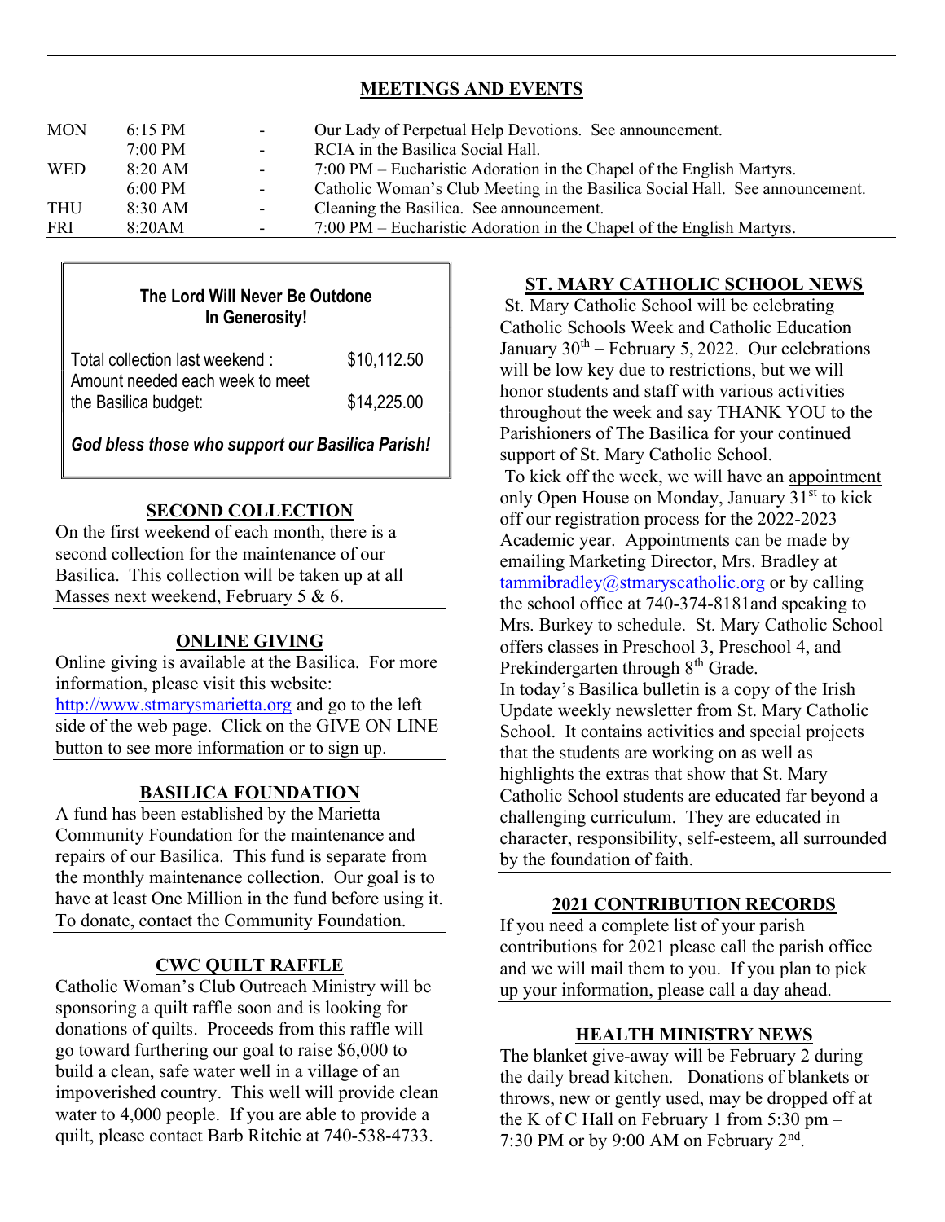## MEETINGS AND EVENTS

| | | | |
|---|---|---|---|
| MON | 6:15 PM | - | Our Lady of Perpetual Help Devotions. See announcement. |
| | 7:00 PM | - | RCIA in the Basilica Social Hall. |
| WED | 8:20 AM | - | 7:00 PM – Eucharistic Adoration in the Chapel of the English Martyrs. |
| | 6:00 PM | - | Catholic Woman's Club Meeting in the Basilica Social Hall. See announcement. |
| THU | 8:30 AM | - | Cleaning the Basilica. See announcement. |
| FRI | 8:20AM | - | 7:00 PM – Eucharistic Adoration in the Chapel of the English Martyrs. |

### The Lord Will Never Be Outdone In Generosity!

| | |
|---|---|
| Total collection last weekend : | $10,112.50 |
| Amount needed each week to meet the Basilica budget: | $14,225.00 |

***God bless those who support our Basilica Parish!***

## SECOND COLLECTION

On the first weekend of each month, there is a second collection for the maintenance of our Basilica. This collection will be taken up at all Masses next weekend, February 5 & 6.

## ONLINE GIVING

Online giving is available at the Basilica. For more information, please visit this website: http://www.stmarysmarietta.org and go to the left side of the web page. Click on the GIVE ON LINE button to see more information or to sign up.

## BASILICA FOUNDATION

A fund has been established by the Marietta Community Foundation for the maintenance and repairs of our Basilica. This fund is separate from the monthly maintenance collection. Our goal is to have at least One Million in the fund before using it. To donate, contact the Community Foundation.

## CWC QUILT RAFFLE

Catholic Woman's Club Outreach Ministry will be sponsoring a quilt raffle soon and is looking for donations of quilts. Proceeds from this raffle will go toward furthering our goal to raise $6,000 to build a clean, safe water well in a village of an impoverished country. This well will provide clean water to 4,000 people. If you are able to provide a quilt, please contact Barb Ritchie at 740-538-4733.

## ST. MARY CATHOLIC SCHOOL NEWS

St. Mary Catholic School will be celebrating Catholic Schools Week and Catholic Education January 30th – February 5, 2022. Our celebrations will be low key due to restrictions, but we will honor students and staff with various activities throughout the week and say THANK YOU to the Parishioners of The Basilica for your continued support of St. Mary Catholic School.

To kick off the week, we will have an appointment only Open House on Monday, January 31st to kick off our registration process for the 2022-2023 Academic year. Appointments can be made by emailing Marketing Director, Mrs. Bradley at tammibradley@stmaryscatholic.org or by calling the school office at 740-374-8181and speaking to Mrs. Burkey to schedule. St. Mary Catholic School offers classes in Preschool 3, Preschool 4, and Prekindergarten through 8th Grade.

In today's Basilica bulletin is a copy of the Irish Update weekly newsletter from St. Mary Catholic School. It contains activities and special projects that the students are working on as well as highlights the extras that show that St. Mary Catholic School students are educated far beyond a challenging curriculum. They are educated in character, responsibility, self-esteem, all surrounded by the foundation of faith.

## 2021 CONTRIBUTION RECORDS

If you need a complete list of your parish contributions for 2021 please call the parish office and we will mail them to you. If you plan to pick up your information, please call a day ahead.

## HEALTH MINISTRY NEWS

The blanket give-away will be February 2 during the daily bread kitchen. Donations of blankets or throws, new or gently used, may be dropped off at the K of C Hall on February 1 from 5:30 pm – 7:30 PM or by 9:00 AM on February 2nd.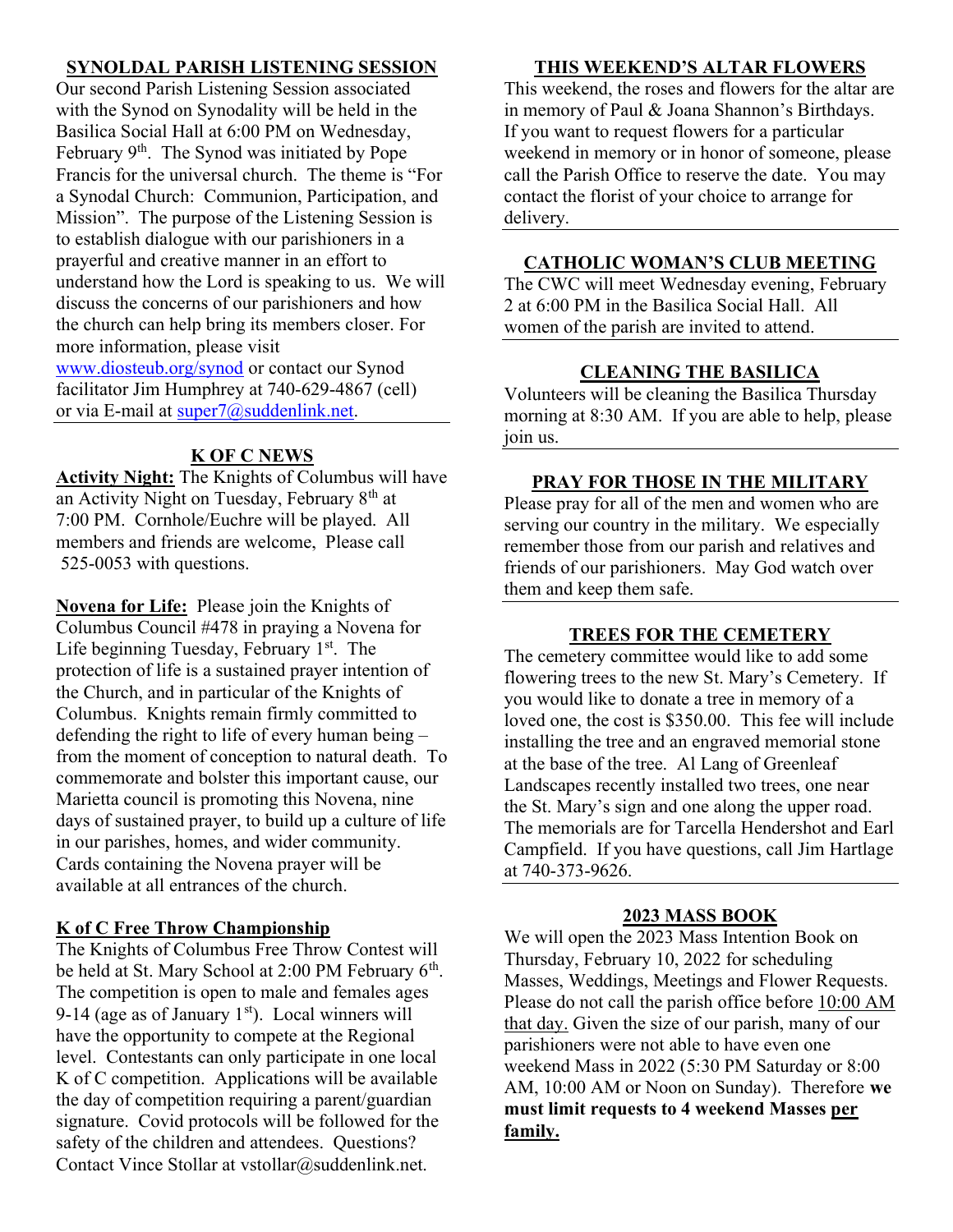## SYNOLDAL PARISH LISTENING SESSION

Our second Parish Listening Session associated with the Synod on Synodality will be held in the Basilica Social Hall at 6:00 PM on Wednesday, February 9th. The Synod was initiated by Pope Francis for the universal church. The theme is "For a Synodal Church: Communion, Participation, and Mission". The purpose of the Listening Session is to establish dialogue with our parishioners in a prayerful and creative manner in an effort to understand how the Lord is speaking to us. We will discuss the concerns of our parishioners and how the church can help bring its members closer. For more information, please visit www.diosteub.org/synod or contact our Synod facilitator Jim Humphrey at 740-629-4867 (cell) or via E-mail at super7@suddenlink.net.

## K OF C NEWS

**Activity Night:** The Knights of Columbus will have an Activity Night on Tuesday, February 8th at 7:00 PM. Cornhole/Euchre will be played. All members and friends are welcome, Please call 525-0053 with questions.

**Novena for Life:** Please join the Knights of Columbus Council #478 in praying a Novena for Life beginning Tuesday, February 1st. The protection of life is a sustained prayer intention of the Church, and in particular of the Knights of Columbus. Knights remain firmly committed to defending the right to life of every human being – from the moment of conception to natural death. To commemorate and bolster this important cause, our Marietta council is promoting this Novena, nine days of sustained prayer, to build up a culture of life in our parishes, homes, and wider community. Cards containing the Novena prayer will be available at all entrances of the church.

**K of C Free Throw Championship**

The Knights of Columbus Free Throw Contest will be held at St. Mary School at 2:00 PM February 6th. The competition is open to male and females ages 9-14 (age as of January 1st). Local winners will have the opportunity to compete at the Regional level. Contestants can only participate in one local K of C competition. Applications will be available the day of competition requiring a parent/guardian signature. Covid protocols will be followed for the safety of the children and attendees. Questions? Contact Vince Stollar at vstollar@suddenlink.net.

## THIS WEEKEND'S ALTAR FLOWERS

This weekend, the roses and flowers for the altar are in memory of Paul & Joana Shannon's Birthdays. If you want to request flowers for a particular weekend in memory or in honor of someone, please call the Parish Office to reserve the date. You may contact the florist of your choice to arrange for delivery.

## CATHOLIC WOMAN'S CLUB MEETING

The CWC will meet Wednesday evening, February 2 at 6:00 PM in the Basilica Social Hall. All women of the parish are invited to attend.

## CLEANING THE BASILICA

Volunteers will be cleaning the Basilica Thursday morning at 8:30 AM. If you are able to help, please join us.

## PRAY FOR THOSE IN THE MILITARY

Please pray for all of the men and women who are serving our country in the military. We especially remember those from our parish and relatives and friends of our parishioners. May God watch over them and keep them safe.

## TREES FOR THE CEMETERY

The cemetery committee would like to add some flowering trees to the new St. Mary's Cemetery. If you would like to donate a tree in memory of a loved one, the cost is $350.00. This fee will include installing the tree and an engraved memorial stone at the base of the tree. Al Lang of Greenleaf Landscapes recently installed two trees, one near the St. Mary's sign and one along the upper road. The memorials are for Tarcella Hendershot and Earl Campfield. If you have questions, call Jim Hartlage at 740-373-9626.

## 2023 MASS BOOK

We will open the 2023 Mass Intention Book on Thursday, February 10, 2022 for scheduling Masses, Weddings, Meetings and Flower Requests. Please do not call the parish office before 10:00 AM that day. Given the size of our parish, many of our parishioners were not able to have even one weekend Mass in 2022 (5:30 PM Saturday or 8:00 AM, 10:00 AM or Noon on Sunday). Therefore **we must limit requests to 4 weekend Masses per family.**